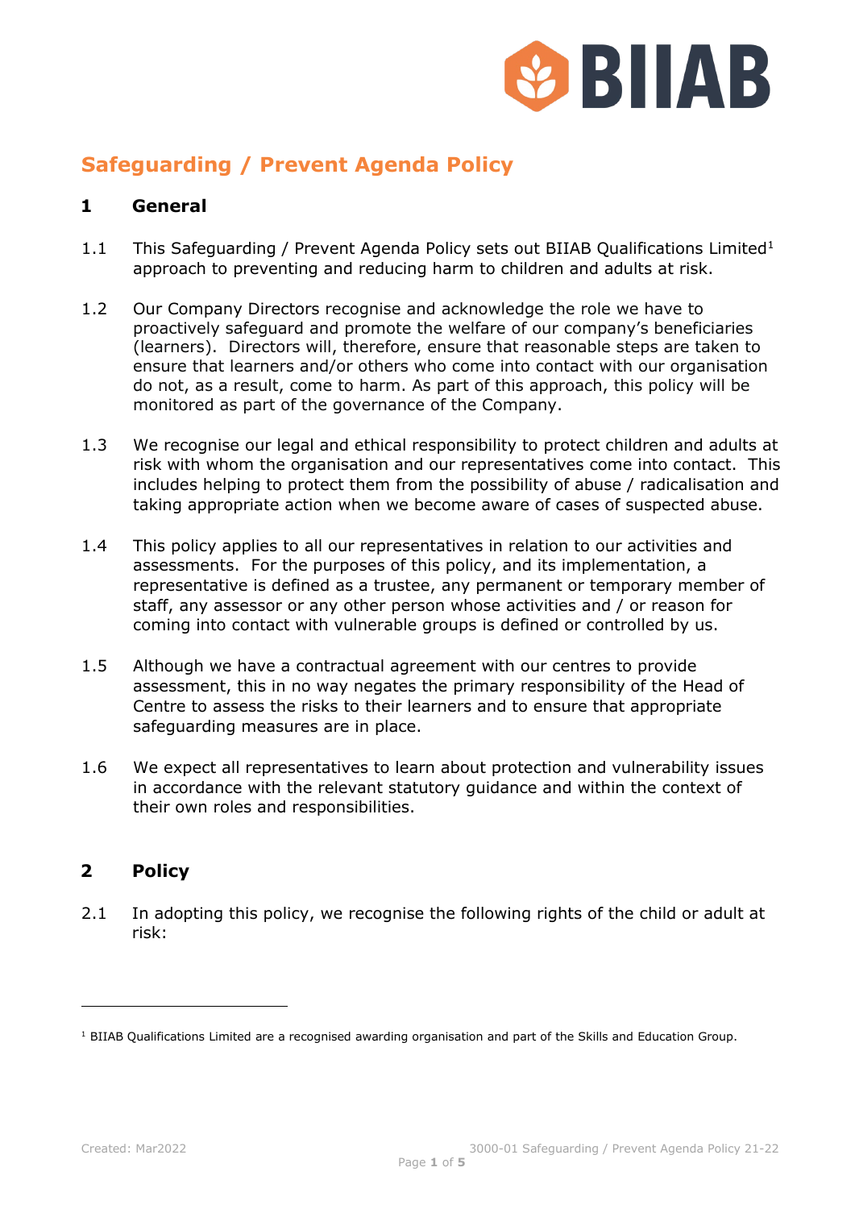# Safeguarding / Prevent Agenda Policy

## 1 General

1.1 This Safeguarding / Prevent Agenda Policy sets out BIIAB Qualifications Limited[1] approach to preventing and reducing harm to children and adults at risk.

1.2 Our Company Directors recognise and acknowledge the role we have to proactively safeguard and promote the welfare of our company's beneficiaries (learners). Directors will, therefore, ensure that reasonable steps are taken to ensure that learners and/or others who come into contact with our organisation do not, as a result, come to harm. As part of this approach, this policy will be monitored as part of the governance of the Company.

1.3 We recognise our legal and ethical responsibility to protect children and adults at risk with whom the organisation and our representatives come into contact. This includes helping to protect them from the possibility of abuse / radicalisation and taking appropriate action when we become aware of cases of suspected abuse.

1.4 This policy applies to all our representatives in relation to our activities and assessments. For the purposes of this policy, and its implementation, a representative is defined as a trustee, any permanent or temporary member of staff, any assessor or any other person whose activities and / or reason for coming into contact with vulnerable groups is defined or controlled by us.

1.5 Although we have a contractual agreement with our centres to provide assessment, this in no way negates the primary responsibility of the Head of Centre to assess the risks to their learners and to ensure that appropriate safeguarding measures are in place.

1.6 We expect all representatives to learn about protection and vulnerability issues in accordance with the relevant statutory guidance and within the context of their own roles and responsibilities.

## 2 Policy

2.1 In adopting this policy, we recognise the following rights of the child or adult at risk:

---

[1] BIIAB Qualifications Limited are a recognised awarding organisation and part of the Skills and Education Group.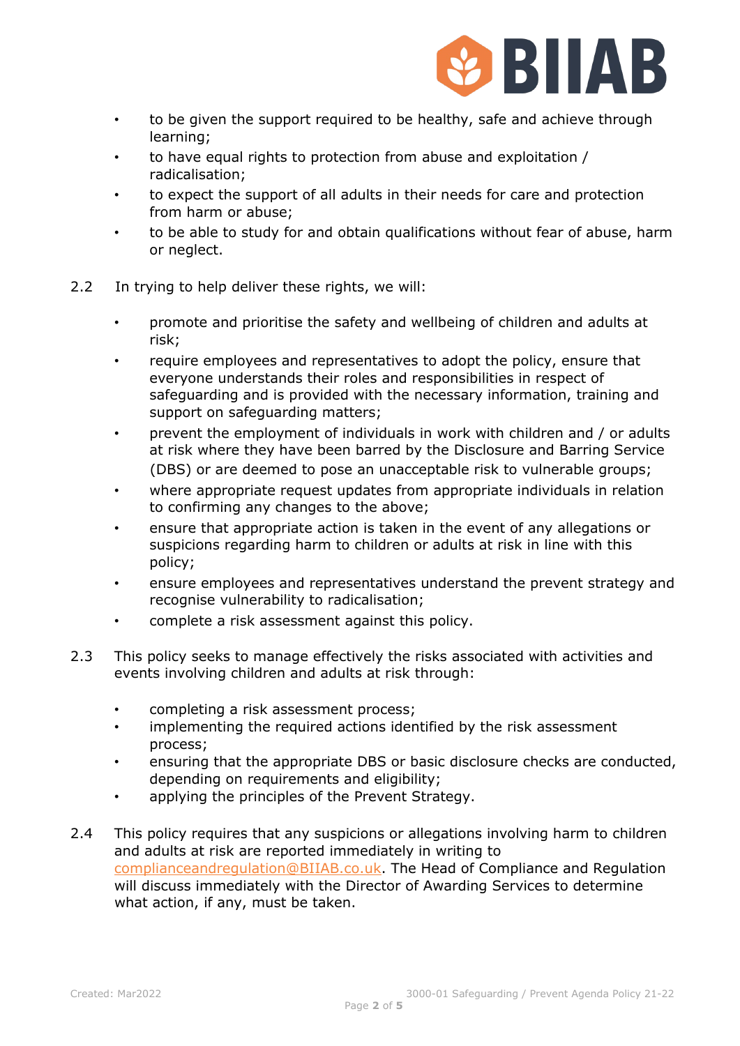- to be given the support required to be healthy, safe and achieve through learning;
- to have equal rights to protection from abuse and exploitation / radicalisation;
- to expect the support of all adults in their needs for care and protection from harm or abuse;
- to be able to study for and obtain qualifications without fear of abuse, harm or neglect.

2.2 In trying to help deliver these rights, we will:

- promote and prioritise the safety and wellbeing of children and adults at risk;
- require employees and representatives to adopt the policy, ensure that everyone understands their roles and responsibilities in respect of safeguarding and is provided with the necessary information, training and support on safeguarding matters;
- prevent the employment of individuals in work with children and / or adults at risk where they have been barred by the Disclosure and Barring Service (DBS) or are deemed to pose an unacceptable risk to vulnerable groups;
- where appropriate request updates from appropriate individuals in relation to confirming any changes to the above;
- ensure that appropriate action is taken in the event of any allegations or suspicions regarding harm to children or adults at risk in line with this policy;
- ensure employees and representatives understand the prevent strategy and recognise vulnerability to radicalisation;
- complete a risk assessment against this policy.

2.3 This policy seeks to manage effectively the risks associated with activities and events involving children and adults at risk through:

- completing a risk assessment process;
- implementing the required actions identified by the risk assessment process;
- ensuring that the appropriate DBS or basic disclosure checks are conducted, depending on requirements and eligibility;
- applying the principles of the Prevent Strategy.

2.4 This policy requires that any suspicions or allegations involving harm to children and adults at risk are reported immediately in writing to complianceandregulation@BIIAB.co.uk. The Head of Compliance and Regulation will discuss immediately with the Director of Awarding Services to determine what action, if any, must be taken.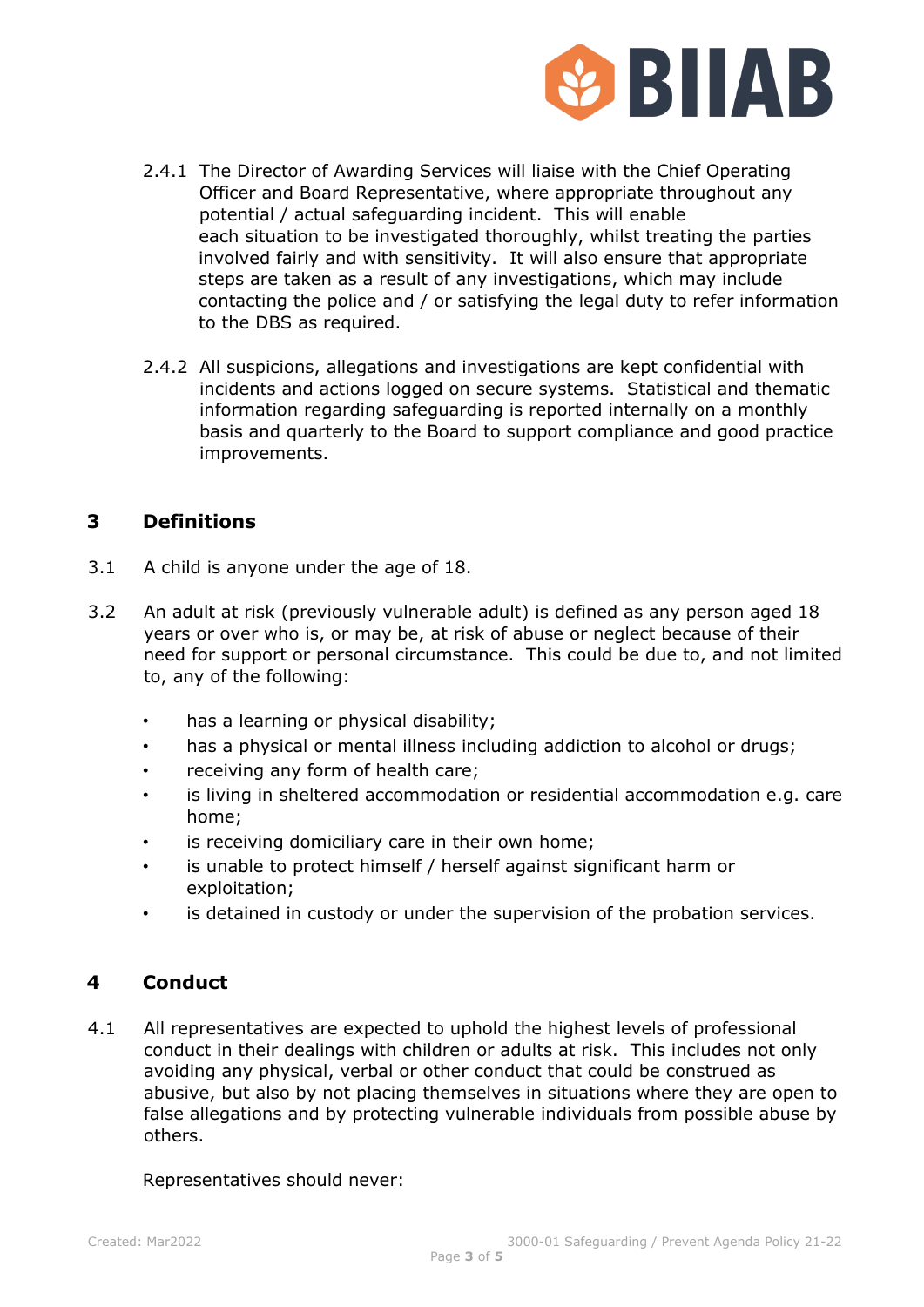2.4.1 The Director of Awarding Services will liaise with the Chief Operating Officer and Board Representative, where appropriate throughout any potential / actual safeguarding incident. This will enable each situation to be investigated thoroughly, whilst treating the parties involved fairly and with sensitivity. It will also ensure that appropriate steps are taken as a result of any investigations, which may include contacting the police and / or satisfying the legal duty to refer information to the DBS as required.

2.4.2 All suspicions, allegations and investigations are kept confidential with incidents and actions logged on secure systems. Statistical and thematic information regarding safeguarding is reported internally on a monthly basis and quarterly to the Board to support compliance and good practice improvements.

## 3 Definitions

3.1 A child is anyone under the age of 18.

3.2 An adult at risk (previously vulnerable adult) is defined as any person aged 18 years or over who is, or may be, at risk of abuse or neglect because of their need for support or personal circumstance. This could be due to, and not limited to, any of the following:

- has a learning or physical disability;
- has a physical or mental illness including addiction to alcohol or drugs;
- receiving any form of health care;
- is living in sheltered accommodation or residential accommodation e.g. care home;
- is receiving domiciliary care in their own home;
- is unable to protect himself / herself against significant harm or exploitation;
- is detained in custody or under the supervision of the probation services.

## 4 Conduct

4.1 All representatives are expected to uphold the highest levels of professional conduct in their dealings with children or adults at risk. This includes not only avoiding any physical, verbal or other conduct that could be construed as abusive, but also by not placing themselves in situations where they are open to false allegations and by protecting vulnerable individuals from possible abuse by others.

Representatives should never: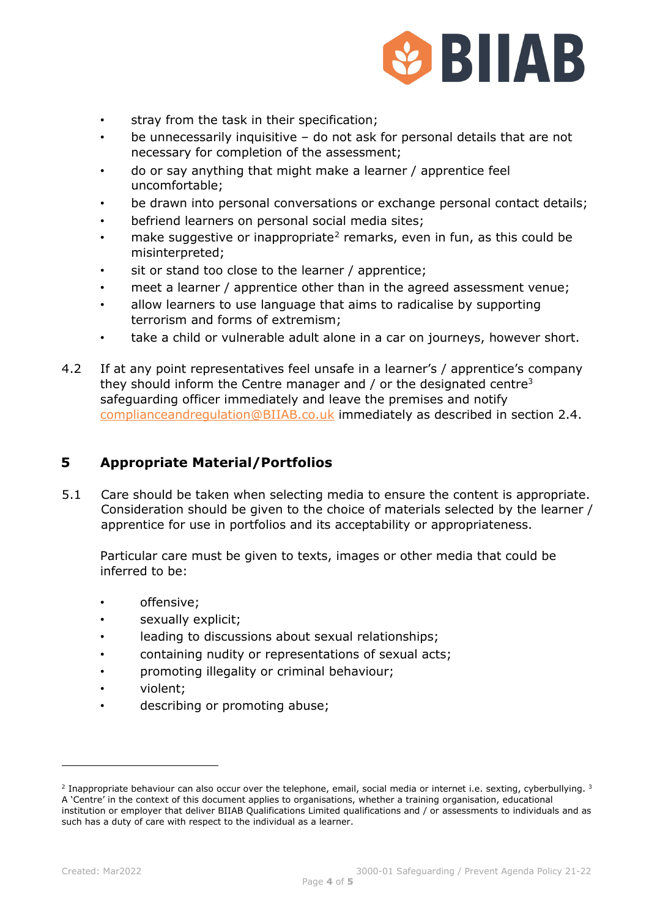- stray from the task in their specification;
- be unnecessarily inquisitive – do not ask for personal details that are not necessary for completion of the assessment;
- do or say anything that might make a learner / apprentice feel uncomfortable;
- be drawn into personal conversations or exchange personal contact details;
- befriend learners on personal social media sites;
- make suggestive or inappropriate[2] remarks, even in fun, as this could be misinterpreted;
- sit or stand too close to the learner / apprentice;
- meet a learner / apprentice other than in the agreed assessment venue;
- allow learners to use language that aims to radicalise by supporting terrorism and forms of extremism;
- take a child or vulnerable adult alone in a car on journeys, however short.

4.2 If at any point representatives feel unsafe in a learner's / apprentice's company they should inform the Centre manager and / or the designated centre[3] safeguarding officer immediately and leave the premises and notify complianceandregulation@BIIAB.co.uk immediately as described in section 2.4.

## 5 Appropriate Material/Portfolios

5.1 Care should be taken when selecting media to ensure the content is appropriate. Consideration should be given to the choice of materials selected by the learner / apprentice for use in portfolios and its acceptability or appropriateness.

Particular care must be given to texts, images or other media that could be inferred to be:

- offensive;
- sexually explicit;
- leading to discussions about sexual relationships;
- containing nudity or representations of sexual acts;
- promoting illegality or criminal behaviour;
- violent;
- describing or promoting abuse;

---

[2] Inappropriate behaviour can also occur over the telephone, email, social media or internet i.e. sexting, cyberbullying.

[3] A 'Centre' in the context of this document applies to organisations, whether a training organisation, educational institution or employer that deliver BIIAB Qualifications Limited qualifications and / or assessments to individuals and as such has a duty of care with respect to the individual as a learner.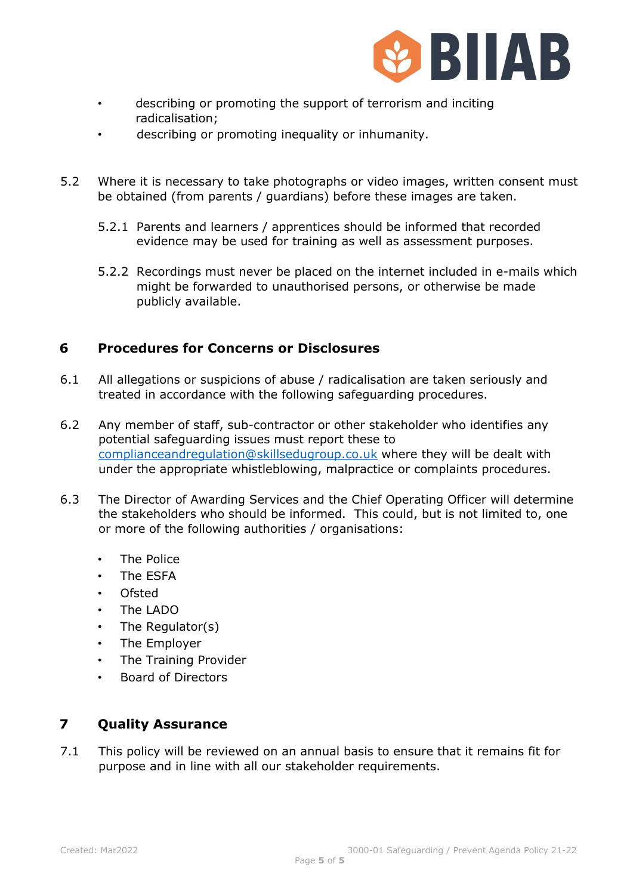- describing or promoting the support of terrorism and inciting radicalisation;
- describing or promoting inequality or inhumanity.

5.2 Where it is necessary to take photographs or video images, written consent must be obtained (from parents / guardians) before these images are taken.

5.2.1 Parents and learners / apprentices should be informed that recorded evidence may be used for training as well as assessment purposes.

5.2.2 Recordings must never be placed on the internet included in e-mails which might be forwarded to unauthorised persons, or otherwise be made publicly available.

## 6 Procedures for Concerns or Disclosures

6.1 All allegations or suspicions of abuse / radicalisation are taken seriously and treated in accordance with the following safeguarding procedures.

6.2 Any member of staff, sub-contractor or other stakeholder who identifies any potential safeguarding issues must report these to complianceandregulation@skillsedugroup.co.uk where they will be dealt with under the appropriate whistleblowing, malpractice or complaints procedures.

6.3 The Director of Awarding Services and the Chief Operating Officer will determine the stakeholders who should be informed. This could, but is not limited to, one or more of the following authorities / organisations:

- The Police
- The ESFA
- Ofsted
- The LADO
- The Regulator(s)
- The Employer
- The Training Provider
- Board of Directors

## 7 Quality Assurance

7.1 This policy will be reviewed on an annual basis to ensure that it remains fit for purpose and in line with all our stakeholder requirements.